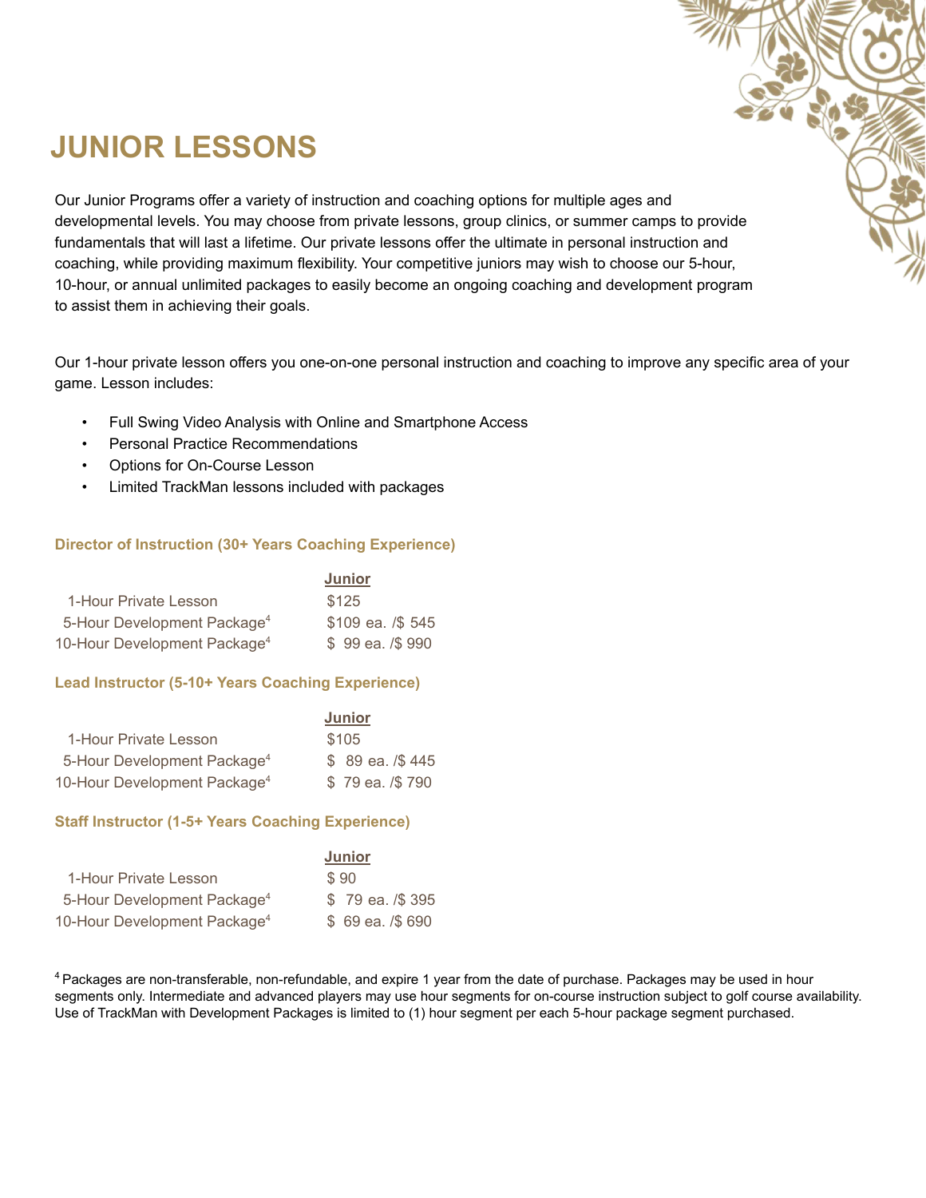# JUNIOR LESSONS

Our Junior Programs offer a variety of instruction and coaching options for multiple ages and developmental levels. You may choose from private lessons, group clinics, or summer camps to provide fundamentals that will last a lifetime. Our private lessons offer the ultimate in personal instruction and coaching, while providing maximum flexibility. Your competitive juniors may wish to choose our 5-hour, 10-hour, or annual unlimited packages to easily become an ongoing coaching and development program to assist them in achieving their goals.

Our 1-hour private lesson offers you one-on-one personal instruction and coaching to improve any specific area of your game. Lesson includes:

- Full Swing Video Analysis with Online and Smartphone Access
- Personal Practice Recommendations
- Options for On-Course Lesson
- Limited TrackMan lessons included with packages

### Director of Instruction (30+ Years Coaching Experience)

| | Junior |
|---|---|
| 1-Hour Private Lesson | $125 |
| 5-Hour Development Package[4] | $109 ea. /$ 545 |
| 10-Hour Development Package[4] | $ 99 ea. /$ 990 |

### Lead Instructor (5-10+ Years Coaching Experience)

| | Junior |
|---|---|
| 1-Hour Private Lesson | $105 |
| 5-Hour Development Package[4] | $ 89 ea. /$ 445 |
| 10-Hour Development Package[4] | $ 79 ea. /$ 790 |

### Staff Instructor (1-5+ Years Coaching Experience)

| | Junior |
|---|---|
| 1-Hour Private Lesson | $ 90 |
| 5-Hour Development Package[4] | $ 79 ea. /$ 395 |
| 10-Hour Development Package[4] | $ 69 ea. /$ 690 |

[4] Packages are non-transferable, non-refundable, and expire 1 year from the date of purchase. Packages may be used in hour segments only. Intermediate and advanced players may use hour segments for on-course instruction subject to golf course availability. Use of TrackMan with Development Packages is limited to (1) hour segment per each 5-hour package segment purchased.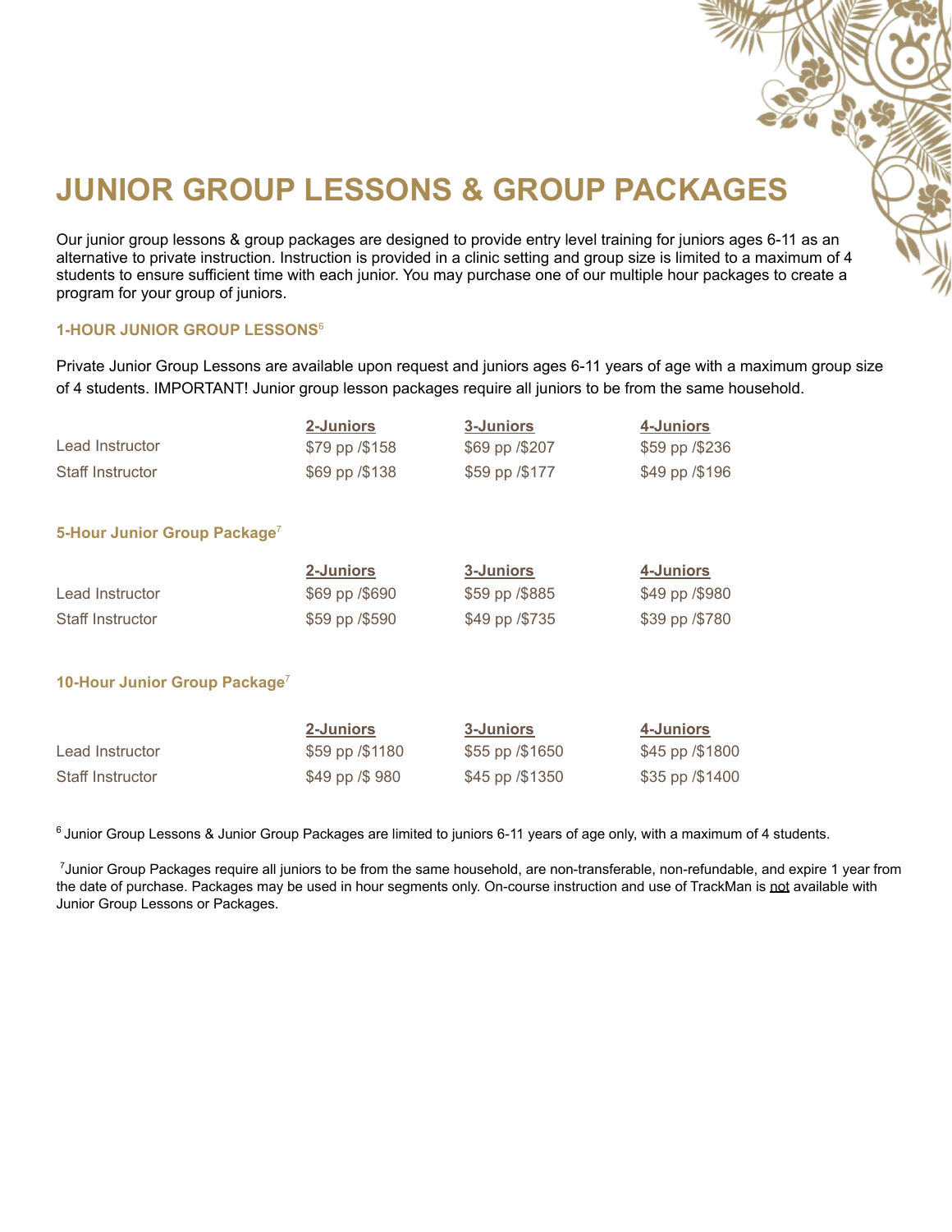# JUNIOR GROUP LESSONS & GROUP PACKAGES

Our junior group lessons & group packages are designed to provide entry level training for juniors ages 6-11 as an alternative to private instruction. Instruction is provided in a clinic setting and group size is limited to a maximum of 4 students to ensure sufficient time with each junior. You may purchase one of our multiple hour packages to create a program for your group of juniors.

### 1-HOUR JUNIOR GROUP LESSONS[6]

Private Junior Group Lessons are available upon request and juniors ages 6-11 years of age with a maximum group size of 4 students. IMPORTANT! Junior group lesson packages require all juniors to be from the same household.

| | 2-Juniors | 3-Juniors | 4-Juniors |
|---|---|---|---|
| Lead Instructor | $79 pp /$158 | $69 pp /$207 | $59 pp /$236 |
| Staff Instructor | $69 pp /$138 | $59 pp /$177 | $49 pp /$196 |

### 5-Hour Junior Group Package[7]

| | 2-Juniors | 3-Juniors | 4-Juniors |
|---|---|---|---|
| Lead Instructor | $69 pp /$690 | $59 pp /$885 | $49 pp /$980 |
| Staff Instructor | $59 pp /$590 | $49 pp /$735 | $39 pp /$780 |

### 10-Hour Junior Group Package[7]

| | 2-Juniors | 3-Juniors | 4-Juniors |
|---|---|---|---|
| Lead Instructor | $59 pp /$1180 | $55 pp /$1650 | $45 pp /$1800 |
| Staff Instructor | $49 pp /$ 980 | $45 pp /$1350 | $35 pp /$1400 |

[6] Junior Group Lessons & Junior Group Packages are limited to juniors 6-11 years of age only, with a maximum of 4 students.

[7] Junior Group Packages require all juniors to be from the same household, are non-transferable, non-refundable, and expire 1 year from the date of purchase. Packages may be used in hour segments only. On-course instruction and use of TrackMan is not available with Junior Group Lessons or Packages.